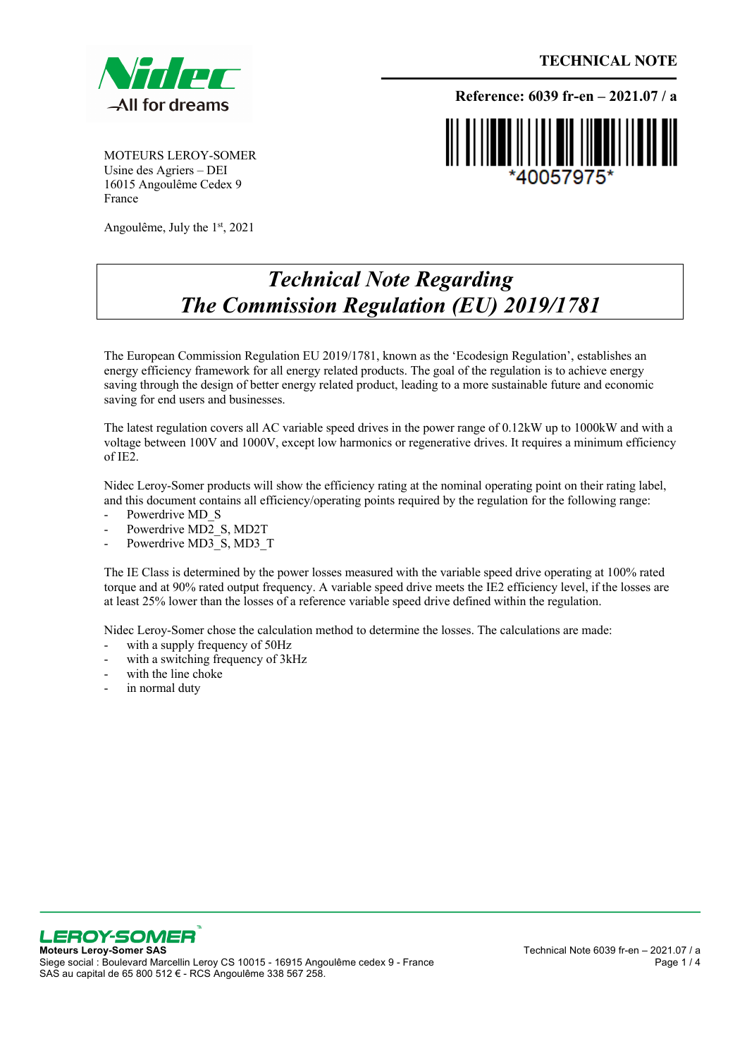**TECHNICAL NOTE**

**Reference: 6039 fr-en – 2021.07 / a**

*40057975*

MOTEURS LEROY-SOMER
Usine des Agriers – DEI
16015 Angoulême Cedex 9
France

Angoulême, July the 1st, 2021

# *Technical Note Regarding The Commission Regulation (EU) 2019/1781*

The European Commission Regulation EU 2019/1781, known as the 'Ecodesign Regulation', establishes an energy efficiency framework for all energy related products. The goal of the regulation is to achieve energy saving through the design of better energy related product, leading to a more sustainable future and economic saving for end users and businesses.

The latest regulation covers all AC variable speed drives in the power range of 0.12kW up to 1000kW and with a voltage between 100V and 1000V, except low harmonics or regenerative drives. It requires a minimum efficiency of IE2.

Nidec Leroy-Somer products will show the efficiency rating at the nominal operating point on their rating label, and this document contains all efficiency/operating points required by the regulation for the following range:

- Powerdrive MD_S
- Powerdrive MD2_S, MD2T
- Powerdrive MD3_S, MD3_T

The IE Class is determined by the power losses measured with the variable speed drive operating at 100% rated torque and at 90% rated output frequency. A variable speed drive meets the IE2 efficiency level, if the losses are at least 25% lower than the losses of a reference variable speed drive defined within the regulation.

Nidec Leroy-Somer chose the calculation method to determine the losses. The calculations are made:

- with a supply frequency of 50Hz
- with a switching frequency of 3kHz
- with the line choke
- in normal duty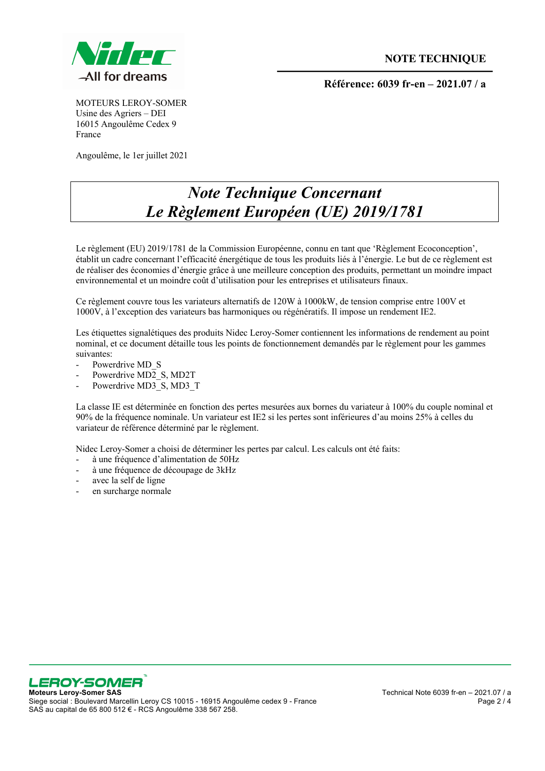**NOTE TECHNIQUE**

**Référence: 6039 fr-en – 2021.07 / a**

MOTEURS LEROY-SOMER
Usine des Agriers – DEI
16015 Angoulême Cedex 9
France

Angoulême, le 1er juillet 2021

# *Note Technique Concernant Le Règlement Européen (UE) 2019/1781*

Le règlement (EU) 2019/1781 de la Commission Européenne, connu en tant que 'Règlement Ecoconception', établit un cadre concernant l'efficacité énergétique de tous les produits liés à l'énergie. Le but de ce règlement est de réaliser des économies d'énergie grâce à une meilleure conception des produits, permettant un moindre impact environnemental et un moindre coût d'utilisation pour les entreprises et utilisateurs finaux.

Ce règlement couvre tous les variateurs alternatifs de 120W à 1000kW, de tension comprise entre 100V et 1000V, à l'exception des variateurs bas harmoniques ou régénératifs. Il impose un rendement IE2.

Les étiquettes signalétiques des produits Nidec Leroy-Somer contiennent les informations de rendement au point nominal, et ce document détaille tous les points de fonctionnement demandés par le règlement pour les gammes suivantes:

- Powerdrive MD_S
- Powerdrive MD2_S, MD2T
- Powerdrive MD3_S, MD3_T

La classe IE est déterminée en fonction des pertes mesurées aux bornes du variateur à 100% du couple nominal et 90% de la fréquence nominale. Un variateur est IE2 si les pertes sont inférieures d'au moins 25% à celles du variateur de référence déterminé par le règlement.

Nidec Leroy-Somer a choisi de déterminer les pertes par calcul. Les calculs ont été faits:

- à une fréquence d'alimentation de 50Hz
- à une fréquence de découpage de 3kHz
- avec la self de ligne
- en surcharge normale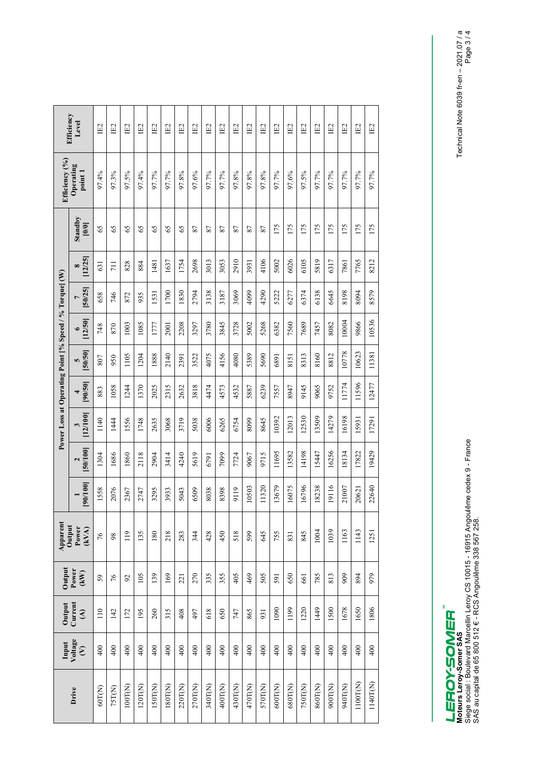| Drive | Input Voltage (V) | Output Current (A) | Output Power (kW) | Apparent Output Power (kVA) | Power Loss at Operating Point [% Speed / % Torque] (W) | | | | | | | | | Efficiency (%) Operating point 1 | Efficiency Level |
|---|---|---|---|---|---|---|---|---|---|---|---|---|---|---|---|
| | | | | | 1 [90/100] | 2 [50/100] | 3 [12/100] | 4 [90/50] | 5 [50/50] | 6 [12/50] | 7 [50/25] | 8 [12/25] | Standby [0/0] | | |
| 60T(N) | 400 | 110 | 59 | 76 | 1558 | 1304 | 1140 | 883 | 807 | 748 | 658 | 631 | 65 | 97.4% | IE2 |
| 75T(N) | 400 | 142 | 76 | 98 | 2076 | 1686 | 1444 | 1058 | 950 | 870 | 746 | 711 | 65 | 97.3% | IE2 |
| 100T(N) | 400 | 172 | 92 | 119 | 2367 | 1860 | 1556 | 1244 | 1105 | 1003 | 872 | 828 | 65 | 97.5% | IE2 |
| 120T(N) | 400 | 195 | 105 | 135 | 2747 | 2118 | 1748 | 1370 | 1204 | 1085 | 935 | 884 | 65 | 97.4% | IE2 |
| 150T(N) | 400 | 260 | 139 | 180 | 3295 | 2904 | 2635 | 2025 | 1888 | 1777 | 1531 | 1481 | 65 | 97.7% | IE2 |
| 180T(N) | 400 | 315 | 169 | 218 | 3933 | 3414 | 3068 | 2315 | 2140 | 2001 | 1700 | 1637 | 65 | 97.7% | IE2 |
| 220T(N) | 400 | 408 | 221 | 283 | 5043 | 4240 | 3719 | 2632 | 2391 | 2208 | 1830 | 1754 | 65 | 97.8% | IE2 |
| 270T(N) | 400 | 497 | 270 | 344 | 6509 | 5619 | 5038 | 3818 | 3522 | 3297 | 2794 | 2698 | 87 | 97.6% | IE2 |
| 340T(N) | 400 | 618 | 335 | 428 | 8038 | 6791 | 6006 | 4474 | 4075 | 3780 | 3138 | 3013 | 87 | 97.7% | IE2 |
| 400T(N) | 400 | 650 | 355 | 450 | 8398 | 7099 | 6265 | 4573 | 4156 | 3845 | 3187 | 3053 | 87 | 97.7% | IE2 |
| 430T(N) | 400 | 747 | 405 | 518 | 9119 | 7724 | 6754 | 4532 | 4080 | 3728 | 3069 | 2910 | 87 | 97.8% | IE2 |
| 470T(N) | 400 | 865 | 469 | 599 | 10503 | 9067 | 8099 | 5887 | 5389 | 5002 | 4099 | 3931 | 87 | 97.8% | IE2 |
| 570T(N) | 400 | 931 | 505 | 645 | 11320 | 9715 | 8645 | 6239 | 5690 | 5268 | 4290 | 4106 | 87 | 97.8% | IE2 |
| 600T(N) | 400 | 1090 | 591 | 755 | 13679 | 11695 | 10392 | 7557 | 6891 | 6382 | 5222 | 5002 | 175 | 97.7% | IE2 |
| 680T(N) | 400 | 1199 | 650 | 831 | 16075 | 13582 | 12013 | 8947 | 8151 | 7560 | 6277 | 6026 | 175 | 97.6% | IE2 |
| 750T(N) | 400 | 1220 | 661 | 845 | 16796 | 14198 | 12530 | 9145 | 8313 | 7689 | 6374 | 6105 | 175 | 97.5% | IE2 |
| 860T(N) | 400 | 1449 | 785 | 1004 | 18238 | 15447 | 13509 | 9065 | 8160 | 7457 | 6138 | 5819 | 175 | 97.7% | IE2 |
| 900T(N) | 400 | 1500 | 813 | 1039 | 19116 | 16256 | 14279 | 9752 | 8812 | 8082 | 6645 | 6317 | 175 | 97.7% | IE2 |
| 940T(N) | 400 | 1678 | 909 | 1163 | 21007 | 18134 | 16198 | 11774 | 10778 | 10004 | 8198 | 7861 | 175 | 97.7% | IE2 |
| 1100T(N) | 400 | 1650 | 894 | 1143 | 20621 | 17822 | 15931 | 11596 | 10623 | 9866 | 8094 | 7765 | 175 | 97.7% | IE2 |
| 1140T(N) | 400 | 1806 | 979 | 1251 | 22640 | 19429 | 17291 | 12477 | 11381 | 10536 | 8579 | 8212 | 175 | 97.7% | IE2 |

LEROY-SOMER™

**Moteurs Leroy-Somer SAS**
Siege social : Boulevard Marcellin Leroy CS 10015 - 16915 Angoulême cedex 9 - France
SAS au capital de 65 800 512 € - RCS Angoulême 338 567 258.

Technical Note 6039 fr-en – 2021.07 / a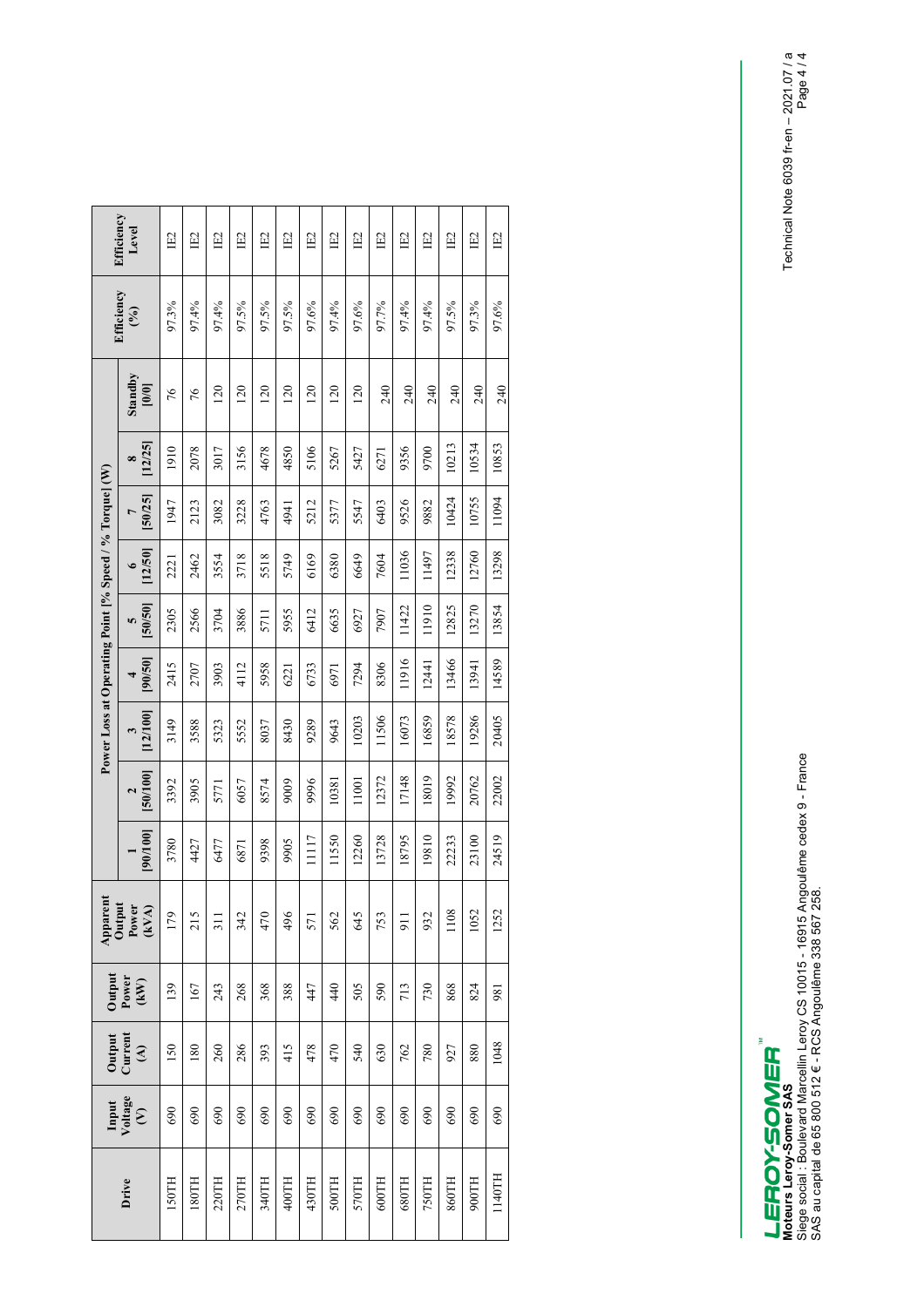| Drive | Input Voltage (V) | Output Current (A) | Output Power (kW) | Apparent Output Power (kVA) | Power Loss at Operating Point [% Speed / % Torque] (W) | | | | | | | | | Efficiency (%) | Efficiency Level |
|---|---|---|---|---|---|---|---|---|---|---|---|---|---|---|---|
| | | | | | 1 [90/100] | 2 [50/100] | 3 [12/100] | 4 [90/50] | 5 [50/50] | 6 [12/50] | 7 [50/25] | 8 [12/25] | Standby [0/0] | | |
| 150TH | 690 | 150 | 139 | 179 | 3780 | 3392 | 3149 | 2415 | 2305 | 2221 | 1947 | 1910 | 76 | 97.3% | IE2 |
| 180TH | 690 | 180 | 167 | 215 | 4427 | 3905 | 3588 | 2707 | 2566 | 2462 | 2123 | 2078 | 76 | 97.4% | IE2 |
| 220TH | 690 | 260 | 243 | 311 | 6477 | 5771 | 5323 | 3903 | 3704 | 3554 | 3082 | 3017 | 120 | 97.4% | IE2 |
| 270TH | 690 | 286 | 268 | 342 | 6871 | 6057 | 5552 | 4112 | 3886 | 3718 | 3228 | 3156 | 120 | 97.5% | IE2 |
| 340TH | 690 | 393 | 368 | 470 | 9398 | 8574 | 8037 | 5958 | 5711 | 5518 | 4763 | 4678 | 120 | 97.5% | IE2 |
| 400TH | 690 | 415 | 388 | 496 | 9905 | 9009 | 8430 | 6221 | 5955 | 5749 | 4941 | 4850 | 120 | 97.5% | IE2 |
| 430TH | 690 | 478 | 447 | 571 | 11117 | 9996 | 9289 | 6733 | 6412 | 6169 | 5212 | 5106 | 120 | 97.6% | IE2 |
| 500TH | 690 | 470 | 440 | 562 | 11550 | 10381 | 9643 | 6971 | 6635 | 6380 | 5377 | 5267 | 120 | 97.4% | IE2 |
| 570TH | 690 | 540 | 505 | 645 | 12260 | 11001 | 10203 | 7294 | 6927 | 6649 | 5547 | 5427 | 120 | 97.6% | IE2 |
| 600TH | 690 | 630 | 590 | 753 | 13728 | 12372 | 11506 | 8306 | 7907 | 7604 | 6403 | 6271 | 240 | 97.7% | IE2 |
| 680TH | 690 | 762 | 713 | 911 | 18795 | 17148 | 16073 | 11916 | 11422 | 11036 | 9526 | 9356 | 240 | 97.4% | IE2 |
| 750TH | 690 | 780 | 730 | 932 | 19810 | 18019 | 16859 | 12441 | 11910 | 11497 | 9882 | 9700 | 240 | 97.4% | IE2 |
| 860TH | 690 | 927 | 868 | 1108 | 22233 | 19992 | 18578 | 13466 | 12825 | 12338 | 10424 | 10213 | 240 | 97.5% | IE2 |
| 900TH | 690 | 880 | 824 | 1052 | 23100 | 20762 | 19286 | 13941 | 13270 | 12760 | 10755 | 10534 | 240 | 97.3% | IE2 |
| 1140TH | 690 | 1048 | 981 | 1252 | 24519 | 22002 | 20405 | 14589 | 13854 | 13298 | 11094 | 10853 | 240 | 97.6% | IE2 |

LEROY-SOMER™
**Moteurs Leroy-Somer SAS**
Siège social : Boulevard Marcellin Leroy CS 10015 - 16915 Angoulême cedex 9 - France
SAS au capital de 65 800 512 € - RCS Angoulême 338 567 258.

Technical Note 6039 fr-en – 2021.07 / a